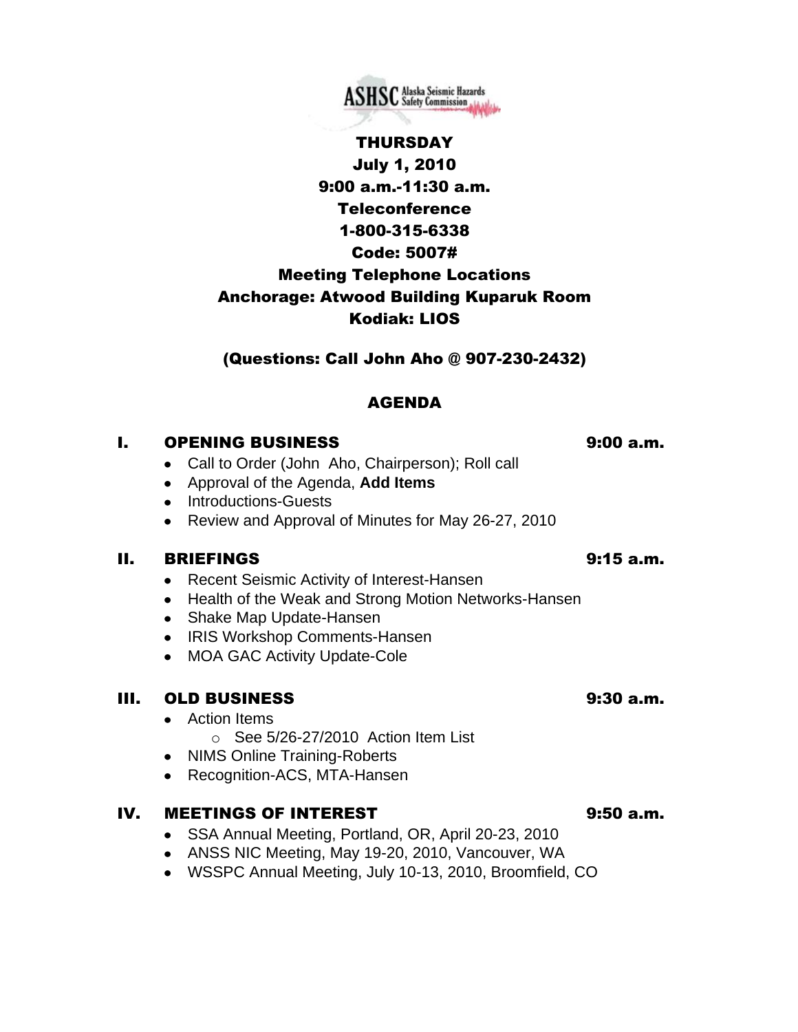ASHSC Alaska Seismic Hazards Safety Commission

**THURSDAY**
**July 1, 2010**
**9:00 a.m.-11:30 a.m.**
**Teleconference**
**1-800-315-6338**
**Code: 5007#**
**Meeting Telephone Locations**
**Anchorage: Atwood Building Kuparuk Room**
**Kodiak: LIOS**

**(Questions: Call John Aho @ 907-230-2432)**

# AGENDA

## I. OPENING BUSINESS — 9:00 a.m.

- Call to Order (John Aho, Chairperson); Roll call
- Approval of the Agenda, **Add Items**
- Introductions-Guests
- Review and Approval of Minutes for May 26-27, 2010

## II. BRIEFINGS — 9:15 a.m.

- Recent Seismic Activity of Interest-Hansen
- Health of the Weak and Strong Motion Networks-Hansen
- Shake Map Update-Hansen
- IRIS Workshop Comments-Hansen
- MOA GAC Activity Update-Cole

## III. OLD BUSINESS — 9:30 a.m.

- Action Items
  - See 5/26-27/2010 Action Item List
- NIMS Online Training-Roberts
- Recognition-ACS, MTA-Hansen

## IV. MEETINGS OF INTEREST — 9:50 a.m.

- SSA Annual Meeting, Portland, OR, April 20-23, 2010
- ANSS NIC Meeting, May 19-20, 2010, Vancouver, WA
- WSSPC Annual Meeting, July 10-13, 2010, Broomfield, CO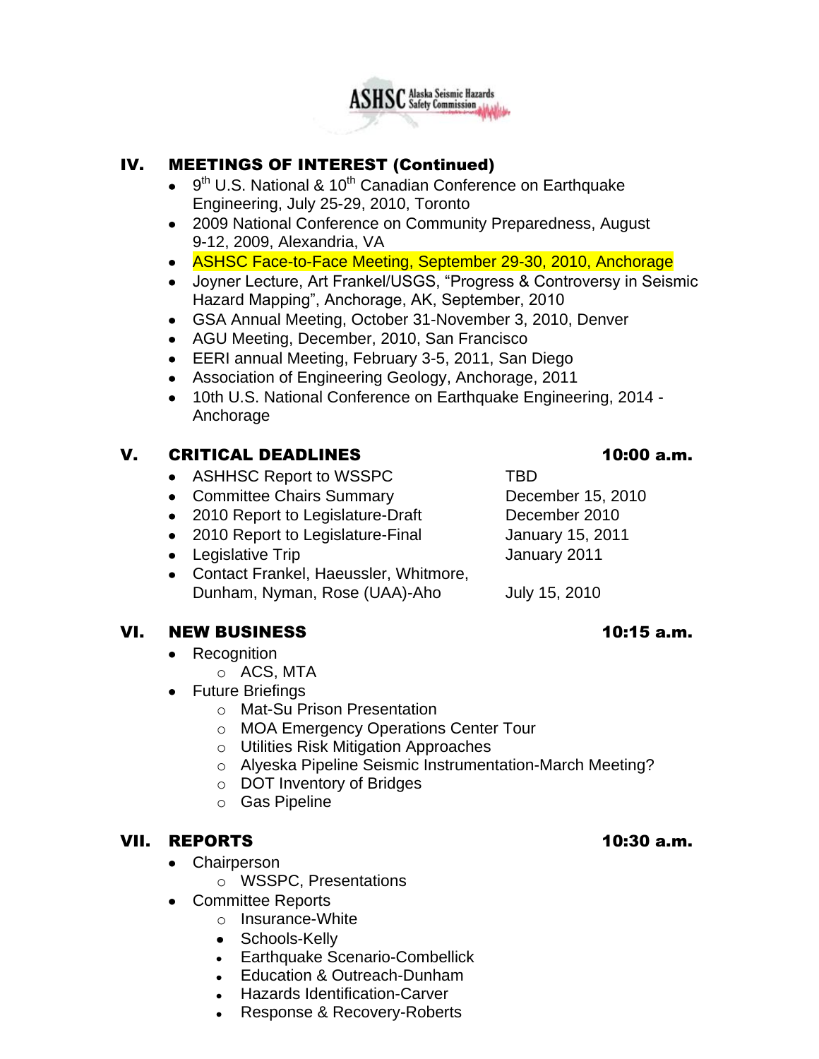## IV. MEETINGS OF INTEREST (Continued)

- 9th U.S. National & 10th Canadian Conference on Earthquake Engineering, July 25-29, 2010, Toronto
- 2009 National Conference on Community Preparedness, August 9-12, 2009, Alexandria, VA
- ASHSC Face-to-Face Meeting, September 29-30, 2010, Anchorage
- Joyner Lecture, Art Frankel/USGS, "Progress & Controversy in Seismic Hazard Mapping", Anchorage, AK, September, 2010
- GSA Annual Meeting, October 31-November 3, 2010, Denver
- AGU Meeting, December, 2010, San Francisco
- EERI annual Meeting, February 3-5, 2011, San Diego
- Association of Engineering Geology, Anchorage, 2011
- 10th U.S. National Conference on Earthquake Engineering, 2014 - Anchorage

## V. CRITICAL DEADLINES — 10:00 a.m.

| | |
|---|---|
| ASHHSC Report to WSSPC | TBD |
| Committee Chairs Summary | December 15, 2010 |
| 2010 Report to Legislature-Draft | December 2010 |
| 2010 Report to Legislature-Final | January 15, 2011 |
| Legislative Trip | January 2011 |
| Contact Frankel, Haeussler, Whitmore, Dunham, Nyman, Rose (UAA)-Aho | July 15, 2010 |

## VI. NEW BUSINESS — 10:15 a.m.

- Recognition
  - ACS, MTA
- Future Briefings
  - Mat-Su Prison Presentation
  - MOA Emergency Operations Center Tour
  - Utilities Risk Mitigation Approaches
  - Alyeska Pipeline Seismic Instrumentation-March Meeting?
  - DOT Inventory of Bridges
  - Gas Pipeline

## VII. REPORTS — 10:30 a.m.

- Chairperson
  - WSSPC, Presentations
- Committee Reports
  - Insurance-White
  - Schools-Kelly
  - Earthquake Scenario-Combellick
  - Education & Outreach-Dunham
  - Hazards Identification-Carver
  - Response & Recovery-Roberts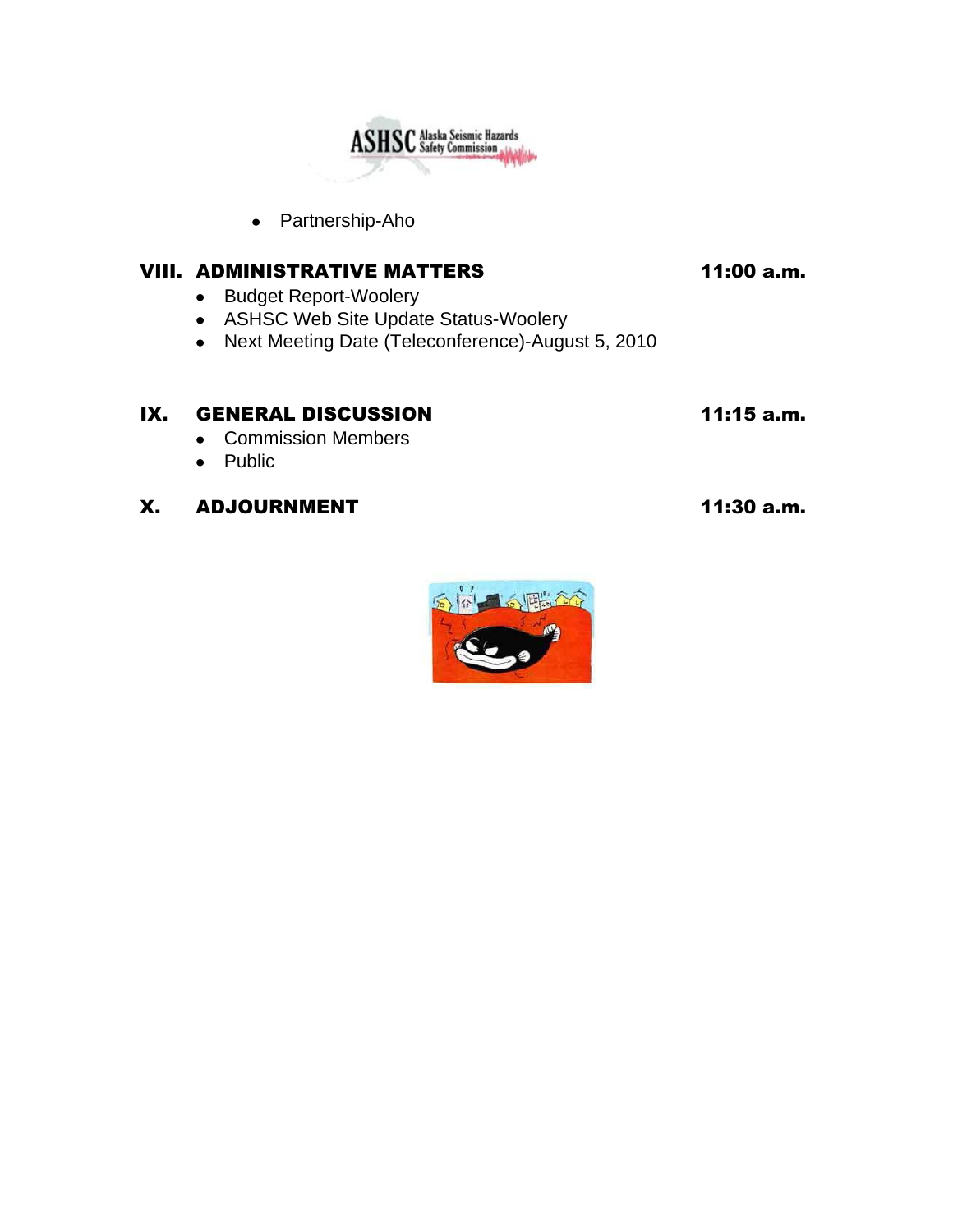- Partnership-Aho

## VIII. ADMINISTRATIVE MATTERS 11:00 a.m.

- Budget Report-Woolery
- ASHSC Web Site Update Status-Woolery
- Next Meeting Date (Teleconference)-August 5, 2010

## IX. GENERAL DISCUSSION 11:15 a.m.

- Commission Members
- Public

## X. ADJOURNMENT 11:30 a.m.